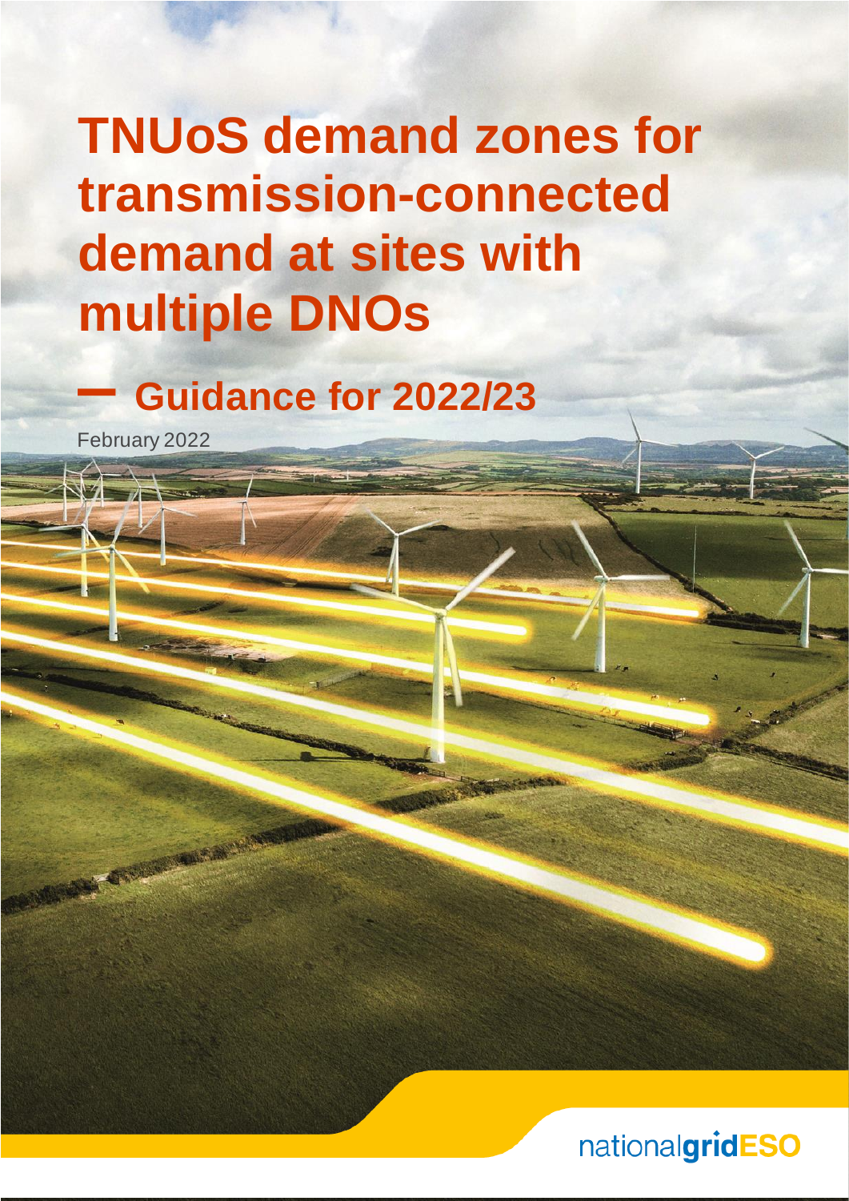# TNUoS demand zones for transmission-connected demand at sites with multiple DNOs

## – Guidance for 2022/23

February 2022

nationalgridESO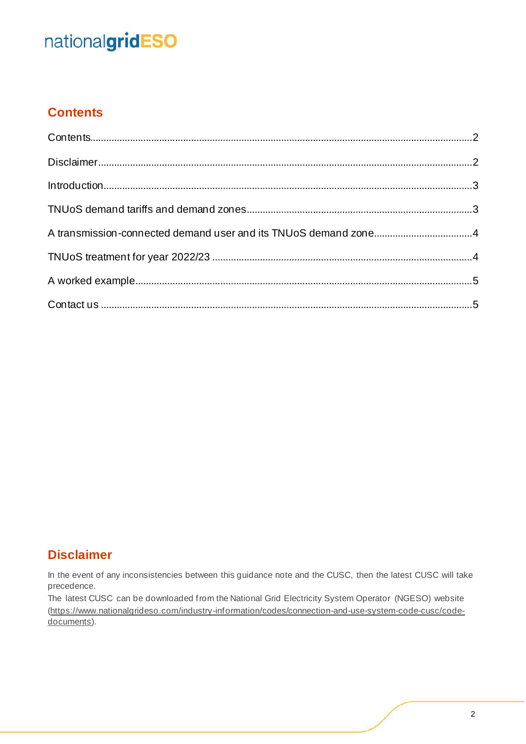## Contents

Contents.....2

Disclaimer.....2

Introduction.....3

TNUoS demand tariffs and demand zones.....3

A transmission-connected demand user and its TNUoS demand zone.....4

TNUoS treatment for year 2022/23.....4

A worked example.....5

Contact us.....5

## Disclaimer

In the event of any inconsistencies between this guidance note and the CUSC, then the latest CUSC will take precedence.

The latest CUSC can be downloaded from the National Grid Electricity System Operator (NGESO) website (https://www.nationalgrideso.com/industry-information/codes/connection-and-use-system-code-cusc/code-documents).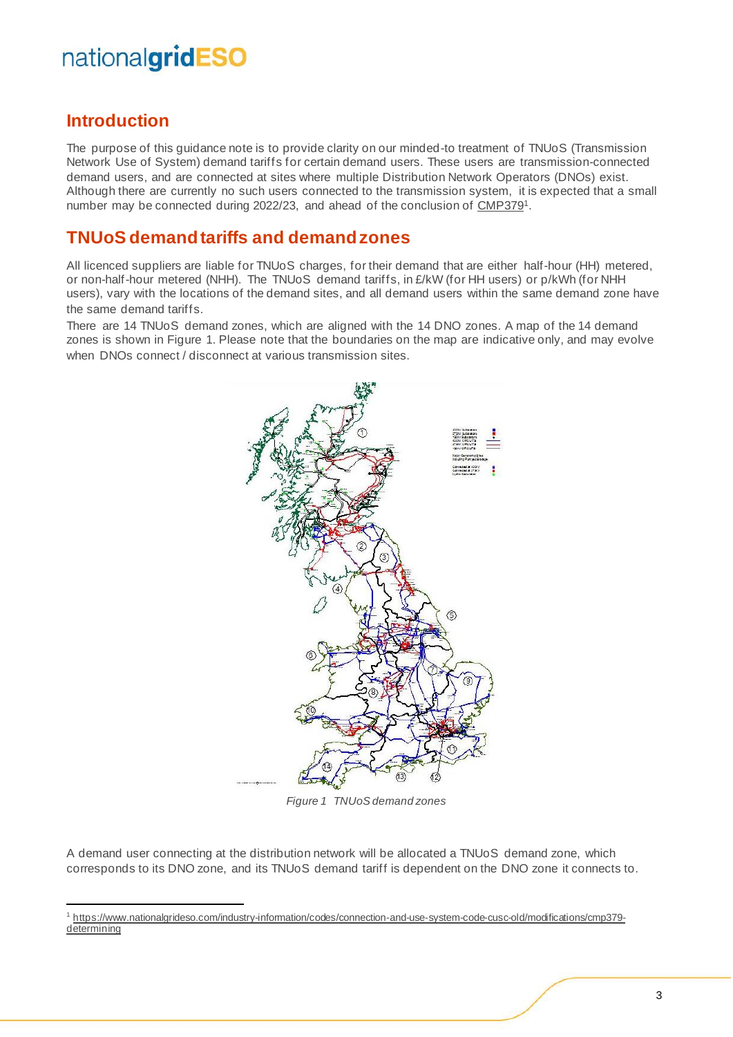## Introduction

The purpose of this guidance note is to provide clarity on our minded-to treatment of TNUoS (Transmission Network Use of System) demand tariffs for certain demand users. These users are transmission-connected demand users, and are connected at sites where multiple Distribution Network Operators (DNOs) exist. Although there are currently no such users connected to the transmission system, it is expected that a small number may be connected during 2022/23, and ahead of the conclusion of CMP379[1].

## TNUoS demand tariffs and demand zones

All licenced suppliers are liable for TNUoS charges, for their demand that are either half-hour (HH) metered, or non-half-hour metered (NHH). The TNUoS demand tariffs, in £/kW (for HH users) or p/kWh (for NHH users), vary with the locations of the demand sites, and all demand users within the same demand zone have the same demand tariffs.

There are 14 TNUoS demand zones, which are aligned with the 14 DNO zones. A map of the 14 demand zones is shown in Figure 1. Please note that the boundaries on the map are indicative only, and may evolve when DNOs connect / disconnect at various transmission sites.

*Figure 1 TNUoS demand zones*

A demand user connecting at the distribution network will be allocated a TNUoS demand zone, which corresponds to its DNO zone, and its TNUoS demand tariff is dependent on the DNO zone it connects to.

[1] https://www.nationalgrideso.com/industry-information/codes/connection-and-use-system-code-cusc-old/modifications/cmp379-determining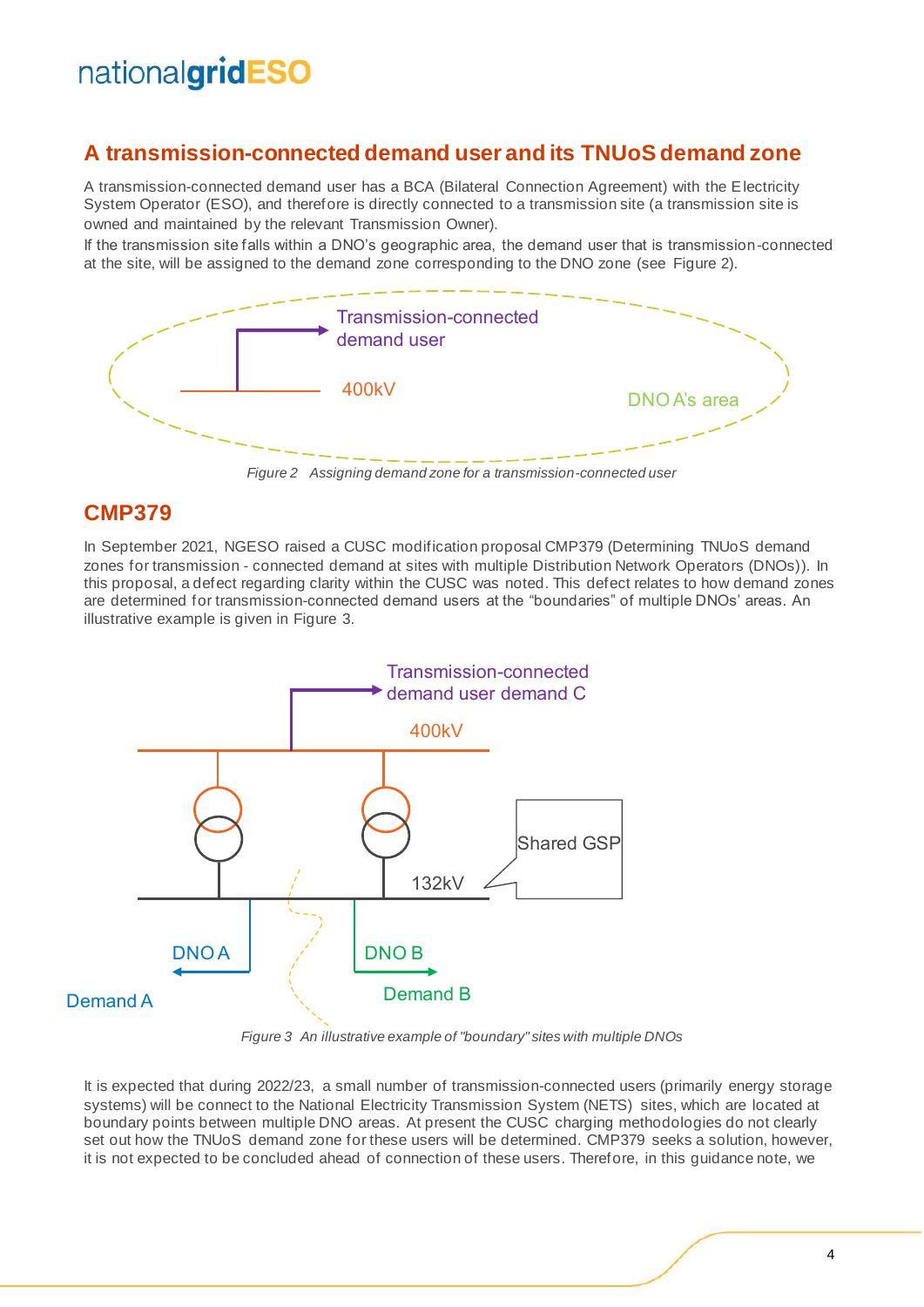## A transmission-connected demand user and its TNUoS demand zone

A transmission-connected demand user has a BCA (Bilateral Connection Agreement) with the Electricity System Operator (ESO), and therefore is directly connected to a transmission site (a transmission site is owned and maintained by the relevant Transmission Owner).

If the transmission site falls within a DNO's geographic area, the demand user that is transmission-connected at the site, will be assigned to the demand zone corresponding to the DNO zone (see Figure 2).

*Figure 2 Assigning demand zone for a transmission-connected user*

## CMP379

In September 2021, NGESO raised a CUSC modification proposal CMP379 (Determining TNUoS demand zones for transmission - connected demand at sites with multiple Distribution Network Operators (DNOs)). In this proposal, a defect regarding clarity within the CUSC was noted. This defect relates to how demand zones are determined for transmission-connected demand users at the "boundaries" of multiple DNOs' areas. An illustrative example is given in Figure 3.

*Figure 3 An illustrative example of "boundary" sites with multiple DNOs*

It is expected that during 2022/23, a small number of transmission-connected users (primarily energy storage systems) will be connect to the National Electricity Transmission System (NETS) sites, which are located at boundary points between multiple DNO areas. At present the CUSC charging methodologies do not clearly set out how the TNUoS demand zone for these users will be determined. CMP379 seeks a solution, however, it is not expected to be concluded ahead of connection of these users. Therefore, in this guidance note, we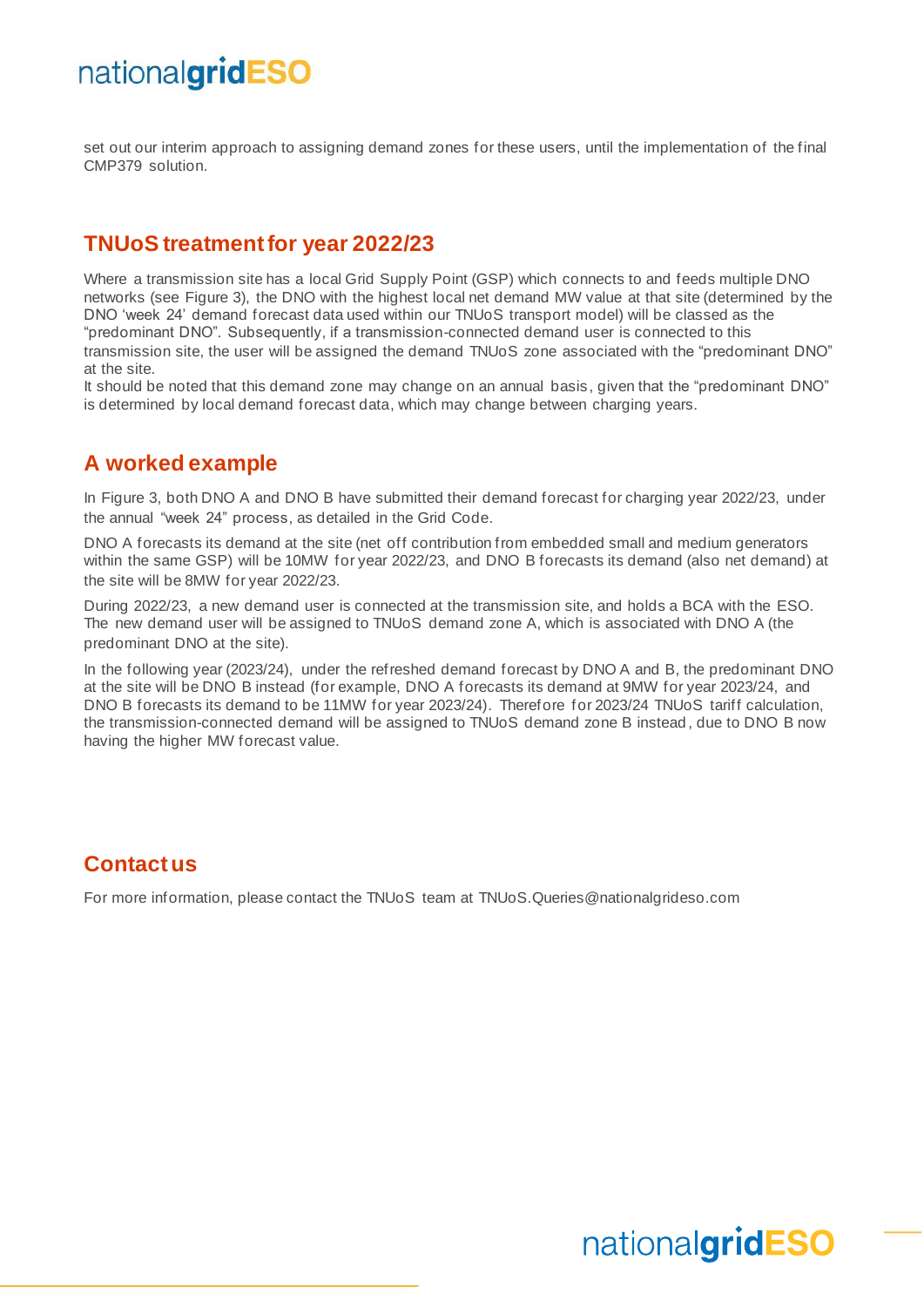set out our interim approach to assigning demand zones for these users, until the implementation of the final CMP379 solution.

## TNUoS treatment for year 2022/23

Where a transmission site has a local Grid Supply Point (GSP) which connects to and feeds multiple DNO networks (see Figure 3), the DNO with the highest local net demand MW value at that site (determined by the DNO 'week 24' demand forecast data used within our TNUoS transport model) will be classed as the "predominant DNO". Subsequently, if a transmission-connected demand user is connected to this transmission site, the user will be assigned the demand TNUoS zone associated with the "predominant DNO" at the site.

It should be noted that this demand zone may change on an annual basis, given that the "predominant DNO" is determined by local demand forecast data, which may change between charging years.

## A worked example

In Figure 3, both DNO A and DNO B have submitted their demand forecast for charging year 2022/23, under the annual "week 24" process, as detailed in the Grid Code.

DNO A forecasts its demand at the site (net off contribution from embedded small and medium generators within the same GSP) will be 10MW for year 2022/23, and DNO B forecasts its demand (also net demand) at the site will be 8MW for year 2022/23.

During 2022/23, a new demand user is connected at the transmission site, and holds a BCA with the ESO. The new demand user will be assigned to TNUoS demand zone A, which is associated with DNO A (the predominant DNO at the site).

In the following year (2023/24), under the refreshed demand forecast by DNO A and B, the predominant DNO at the site will be DNO B instead (for example, DNO A forecasts its demand at 9MW for year 2023/24, and DNO B forecasts its demand to be 11MW for year 2023/24). Therefore for 2023/24 TNUoS tariff calculation, the transmission-connected demand will be assigned to TNUoS demand zone B instead, due to DNO B now having the higher MW forecast value.

## Contact us

For more information, please contact the TNUoS team at TNUoS.Queries@nationalgrideso.com